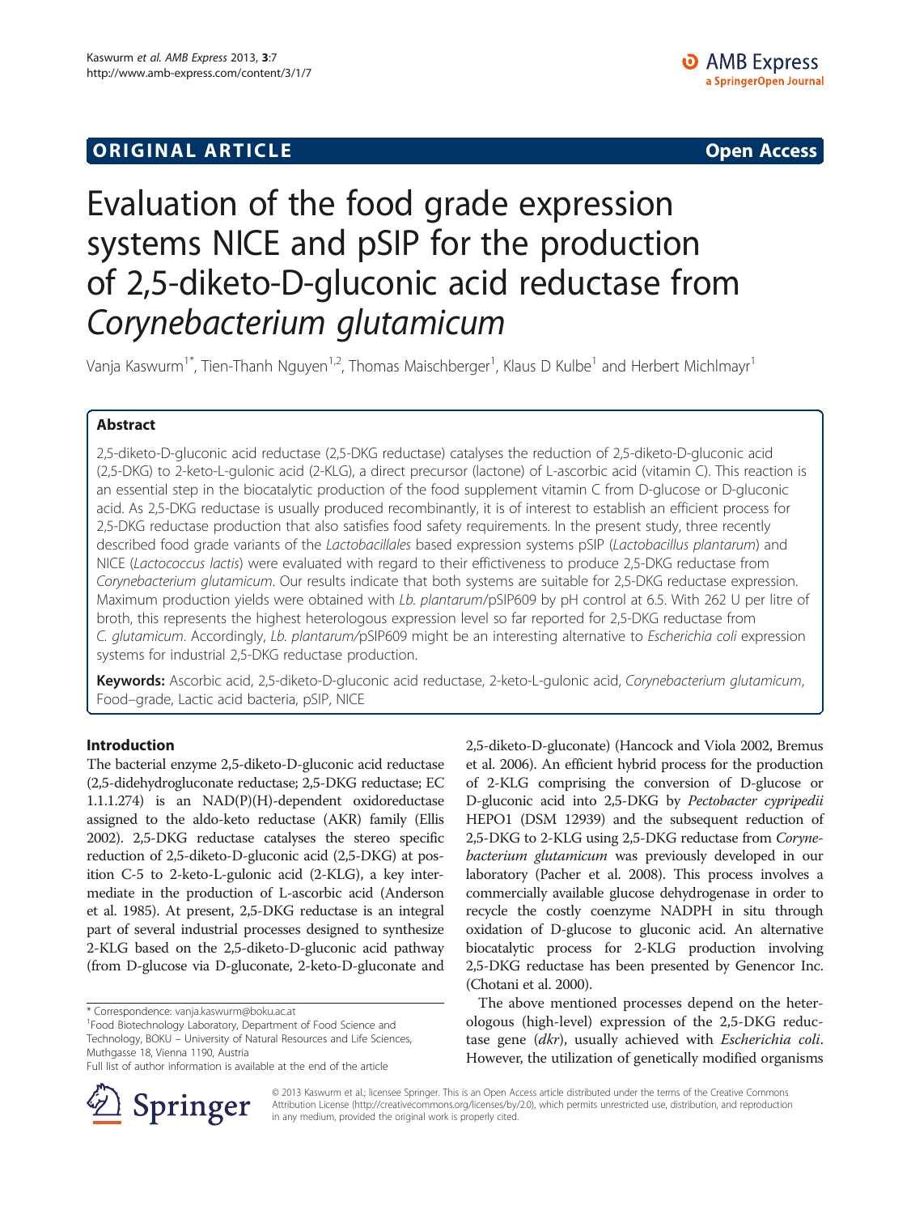**ORIGINAL ARTICLE** **Open Access**

# Evaluation of the food grade expression systems NICE and pSIP for the production of 2,5-diketo-D-gluconic acid reductase from *Corynebacterium glutamicum*

Vanja Kaswurm[1*], Tien-Thanh Nguyen[1,2], Thomas Maischberger[1], Klaus D Kulbe[1] and Herbert Michlmayr[1]

## Abstract

2,5-diketo-D-gluconic acid reductase (2,5-DKG reductase) catalyses the reduction of 2,5-diketo-D-gluconic acid (2,5-DKG) to 2-keto-L-gulonic acid (2-KLG), a direct precursor (lactone) of L-ascorbic acid (vitamin C). This reaction is an essential step in the biocatalytic production of the food supplement vitamin C from D-glucose or D-gluconic acid. As 2,5-DKG reductase is usually produced recombinantly, it is of interest to establish an efficient process for 2,5-DKG reductase production that also satisfies food safety requirements. In the present study, three recently described food grade variants of the *Lactobacillales* based expression systems pSIP (*Lactobacillus plantarum*) and NICE (*Lactococcus lactis*) were evaluated with regard to their effectiveness to produce 2,5-DKG reductase from *Corynebacterium glutamicum*. Our results indicate that both systems are suitable for 2,5-DKG reductase expression. Maximum production yields were obtained with *Lb. plantarum*/pSIP609 by pH control at 6.5. With 262 U per litre of broth, this represents the highest heterologous expression level so far reported for 2,5-DKG reductase from *C. glutamicum*. Accordingly, *Lb. plantarum*/pSIP609 might be an interesting alternative to *Escherichia coli* expression systems for industrial 2,5-DKG reductase production.

**Keywords:** Ascorbic acid, 2,5-diketo-D-gluconic acid reductase, 2-keto-L-gulonic acid, *Corynebacterium glutamicum*, Food–grade, Lactic acid bacteria, pSIP, NICE

## Introduction

The bacterial enzyme 2,5-diketo-D-gluconic acid reductase (2,5-didehydrogluconate reductase; 2,5-DKG reductase; EC 1.1.1.274) is an NAD(P)(H)-dependent oxidoreductase assigned to the aldo-keto reductase (AKR) family (Ellis 2002). 2,5-DKG reductase catalyses the stereo specific reduction of 2,5-diketo-D-gluconic acid (2,5-DKG) at position C-5 to 2-keto-L-gulonic acid (2-KLG), a key intermediate in the production of L-ascorbic acid (Anderson et al. 1985). At present, 2,5-DKG reductase is an integral part of several industrial processes designed to synthesize 2-KLG based on the 2,5-diketo-D-gluconic acid pathway (from D-glucose via D-gluconate, 2-keto-D-gluconate and 2,5-diketo-D-gluconate) (Hancock and Viola 2002, Bremus et al. 2006). An efficient hybrid process for the production of 2-KLG comprising the conversion of D-glucose or D-gluconic acid into 2,5-DKG by *Pectobacter cypripedii* HEPO1 (DSM 12939) and the subsequent reduction of 2,5-DKG to 2-KLG using 2,5-DKG reductase from *Corynebacterium glutamicum* was previously developed in our laboratory (Pacher et al. 2008). This process involves a commercially available glucose dehydrogenase in order to recycle the costly coenzyme NADPH in situ through oxidation of D-glucose to gluconic acid. An alternative biocatalytic process for 2-KLG production involving 2,5-DKG reductase has been presented by Genencor Inc. (Chotani et al. 2000).

The above mentioned processes depend on the heterologous (high-level) expression of the 2,5-DKG reductase gene (*dkr*), usually achieved with *Escherichia coli*. However, the utilization of genetically modified organisms

\* Correspondence: vanja.kaswurm@boku.ac.at
[1]Food Biotechnology Laboratory, Department of Food Science and Technology, BOKU – University of Natural Resources and Life Sciences, Muthgasse 18, Vienna 1190, Austria
Full list of author information is available at the end of the article

© 2013 Kaswurm et al.; licensee Springer. This is an Open Access article distributed under the terms of the Creative Commons Attribution License (http://creativecommons.org/licenses/by/2.0), which permits unrestricted use, distribution, and reproduction in any medium, provided the original work is properly cited.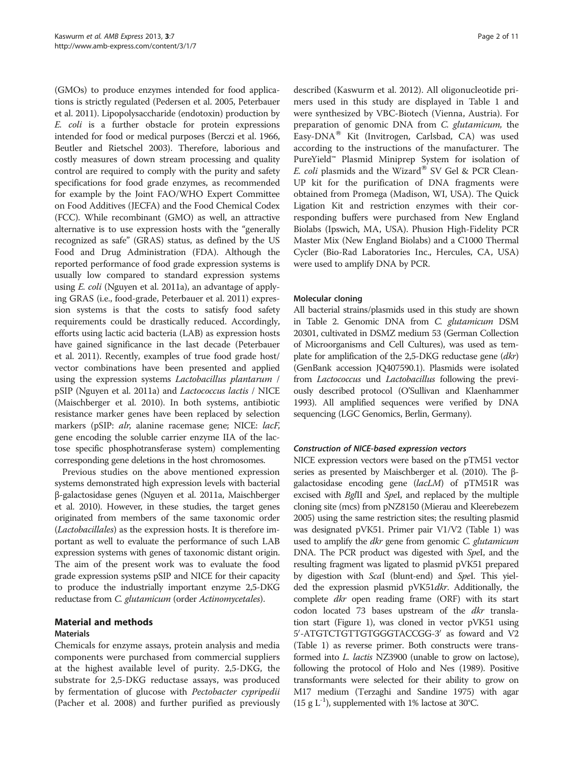(GMOs) to produce enzymes intended for food applications is strictly regulated (Pedersen et al. 2005, Peterbauer et al. 2011). Lipopolysaccharide (endotoxin) production by *E. coli* is a further obstacle for protein expressions intended for food or medical purposes (Berczi et al. 1966, Beutler and Rietschel 2003). Therefore, laborious and costly measures of down stream processing and quality control are required to comply with the purity and safety specifications for food grade enzymes, as recommended for example by the Joint FAO/WHO Expert Committee on Food Additives (JECFA) and the Food Chemical Codex (FCC). While recombinant (GMO) as well, an attractive alternative is to use expression hosts with the "generally recognized as safe" (GRAS) status, as defined by the US Food and Drug Administration (FDA). Although the reported performance of food grade expression systems is usually low compared to standard expression systems using *E. coli* (Nguyen et al. 2011a), an advantage of applying GRAS (i.e., food-grade, Peterbauer et al. 2011) expression systems is that the costs to satisfy food safety requirements could be drastically reduced. Accordingly, efforts using lactic acid bacteria (LAB) as expression hosts have gained significance in the last decade (Peterbauer et al. 2011). Recently, examples of true food grade host/vector combinations have been presented and applied using the expression systems *Lactobacillus plantarum* / pSIP (Nguyen et al. 2011a) and *Lactococcus lactis* / NICE (Maischberger et al. 2010). In both systems, antibiotic resistance marker genes have been replaced by selection markers (pSIP: *alr*, alanine racemase gene; NICE: *lacF*, gene encoding the soluble carrier enzyme IIA of the lactose specific phosphotransferase system) complementing corresponding gene deletions in the host chromosomes.

Previous studies on the above mentioned expression systems demonstrated high expression levels with bacterial β-galactosidase genes (Nguyen et al. 2011a, Maischberger et al. 2010). However, in these studies, the target genes originated from members of the same taxonomic order (*Lactobacillales*) as the expression hosts. It is therefore important as well to evaluate the performance of such LAB expression systems with genes of taxonomic distant origin. The aim of the present work was to evaluate the food grade expression systems pSIP and NICE for their capacity to produce the industrially important enzyme 2,5-DKG reductase from *C. glutamicum* (order *Actinomycetales*).

## Material and methods

### Materials

Chemicals for enzyme assays, protein analysis and media components were purchased from commercial suppliers at the highest available level of purity. 2,5-DKG, the substrate for 2,5-DKG reductase assays, was produced by fermentation of glucose with *Pectobacter cypripedii* (Pacher et al. 2008) and further purified as previously described (Kaswurm et al. 2012). All oligonucleotide primers used in this study are displayed in Table 1 and were synthesized by VBC-Biotech (Vienna, Austria). For preparation of genomic DNA from *C. glutamicum*, the Easy-DNA® Kit (Invitrogen, Carlsbad, CA) was used according to the instructions of the manufacturer. The PureYield™ Plasmid Miniprep System for isolation of *E. coli* plasmids and the Wizard® SV Gel & PCR Clean-UP kit for the purification of DNA fragments were obtained from Promega (Madison, WI, USA). The Quick Ligation Kit and restriction enzymes with their corresponding buffers were purchased from New England Biolabs (Ipswich, MA, USA). Phusion High-Fidelity PCR Master Mix (New England Biolabs) and a C1000 Thermal Cycler (Bio-Rad Laboratories Inc., Hercules, CA, USA) were used to amplify DNA by PCR.

### Molecular cloning

All bacterial strains/plasmids used in this study are shown in Table 2. Genomic DNA from *C. glutamicum* DSM 20301, cultivated in DSMZ medium 53 (German Collection of Microorganisms and Cell Cultures), was used as template for amplification of the 2,5-DKG reductase gene (*dkr*) (GenBank accession JQ407590.1). Plasmids were isolated from *Lactococcus* und *Lactobacillus* following the previously described protocol (O'Sullivan and Klaenhammer 1993). All amplified sequences were verified by DNA sequencing (LGC Genomics, Berlin, Germany).

#### *Construction of NICE-based expression vectors*

NICE expression vectors were based on the pTM51 vector series as presented by Maischberger et al. (2010). The β-galactosidase encoding gene (*lacLM*) of pTM51R was excised with *Bgl*II and *Spe*I, and replaced by the multiple cloning site (mcs) from pNZ8150 (Mierau and Kleerebezem 2005) using the same restriction sites; the resulting plasmid was designated pVK51. Primer pair V1/V2 (Table 1) was used to amplify the *dkr* gene from genomic *C. glutamicum* DNA. The PCR product was digested with *Spe*I, and the resulting fragment was ligated to plasmid pVK51 prepared by digestion with *Sca*I (blunt-end) and *Spe*I. This yielded the expression plasmid pVK51*dkr*. Additionally, the complete *dkr* open reading frame (ORF) with its start codon located 73 bases upstream of the *dkr* translation start (Figure 1), was cloned in vector pVK51 using 5′-ATGTCTGTTGTGGGTACCGG-3′ as foward and V2 (Table 1) as reverse primer. Both constructs were transformed into *L. lactis* NZ3900 (unable to grow on lactose), following the protocol of Holo and Nes (1989). Positive transformants were selected for their ability to grow on M17 medium (Terzaghi and Sandine 1975) with agar (15 g $L^{-1}$), supplemented with 1% lactose at 30°C.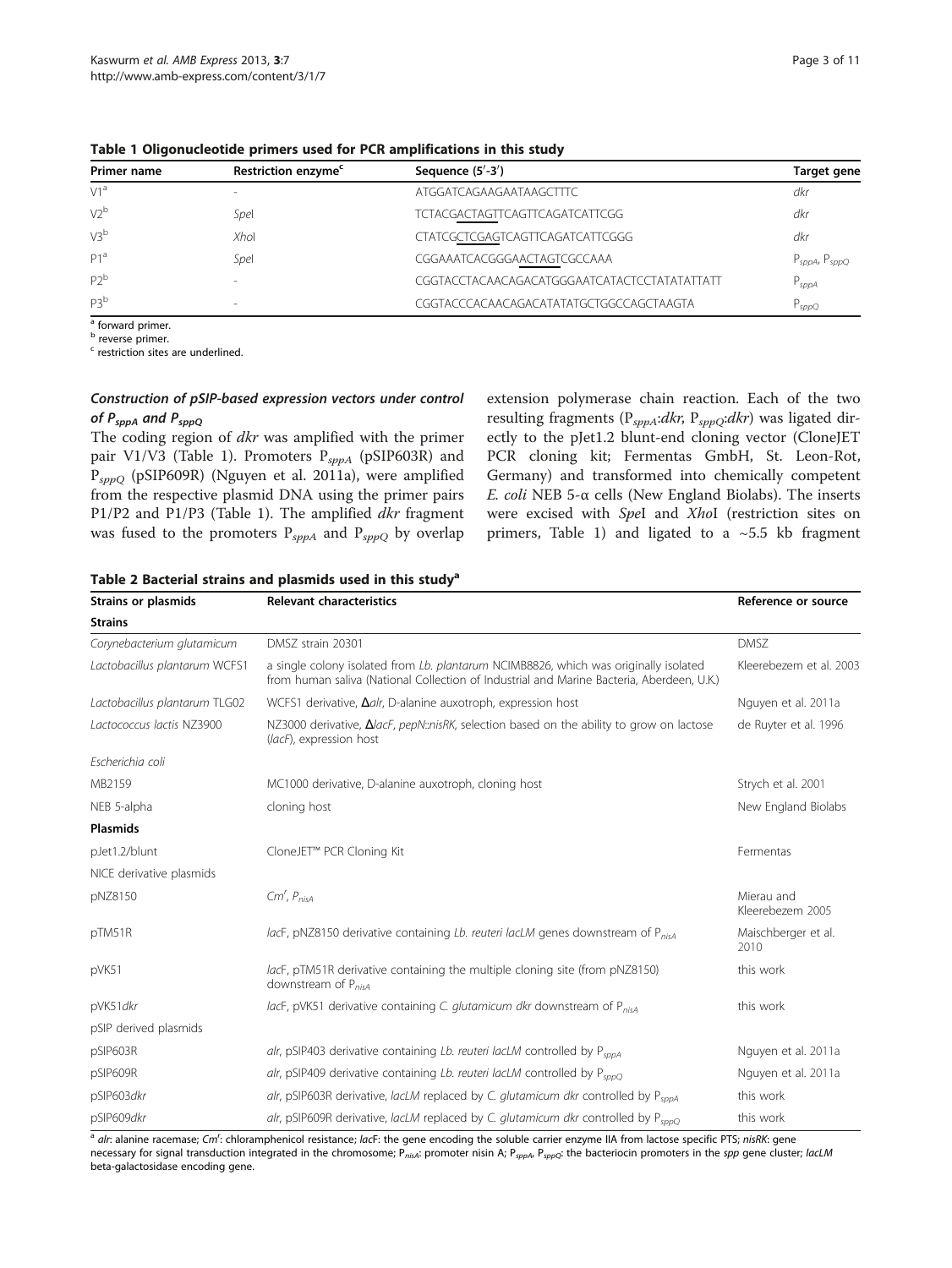**Table 1 Oligonucleotide primers used for PCR amplifications in this study**

| Primer name | Restriction enzyme[c] | Sequence (5′-3′) | Target gene |
|---|---|---|---|
| V1[a] | - | ATGGATCAGAAGAATAAGCTTTC | *dkr* |
| V2[b] | *Spe*I | TCTACGACTAGTTCAGTTCAGATCATTCGG | *dkr* |
| V3[b] | *Xho*I | CTATCGCTCGAGTCAGTTCAGATCATTCGGG | *dkr* |
| P1[a] | *Spe*I | CGGAAATCACGGGAACTAGTCGCCAAA | $P_{sppA}$, $P_{sppQ}$ |
| P2[b] | - | CGGTACCTACAACAGACATGGGAATCATACTCCTATATATTATT | $P_{sppA}$ |
| P3[b] | - | CGGTACCCACAACAGACATATATGCTGGCCAGCTAAGTA | $P_{sppQ}$ |

[a] forward primer.
[b] reverse primer.
[c] restriction sites are underlined.

### Construction of pSIP-based expression vectors under control of $P_{sppA}$ and $P_{sppQ}$

The coding region of *dkr* was amplified with the primer pair V1/V3 (Table 1). Promoters $P_{sppA}$ (pSIP603R) and $P_{sppQ}$ (pSIP609R) (Nguyen et al. 2011a), were amplified from the respective plasmid DNA using the primer pairs P1/P2 and P1/P3 (Table 1). The amplified *dkr* fragment was fused to the promoters $P_{sppA}$ and $P_{sppQ}$ by overlap extension polymerase chain reaction. Each of the two resulting fragments ($P_{sppA}$:*dkr*, $P_{sppQ}$:*dkr*) was ligated directly to the pJet1.2 blunt-end cloning vector (CloneJET PCR cloning kit; Fermentas GmbH, St. Leon-Rot, Germany) and transformed into chemically competent *E. coli* NEB 5-α cells (New England Biolabs). The inserts were excised with *Spe*I and *Xho*I (restriction sites on primers, Table 1) and ligated to a ~5.5 kb fragment

**Table 2 Bacterial strains and plasmids used in this study[a]**

| Strains or plasmids | Relevant characteristics | Reference or source |
|---|---|---|
| **Strains** | | |
| *Corynebacterium glutamicum* | DMSZ strain 20301 | DMSZ |
| *Lactobacillus plantarum* WCFS1 | a single colony isolated from *Lb. plantarum* NCIMB8826, which was originally isolated from human saliva (National Collection of Industrial and Marine Bacteria, Aberdeen, U.K.) | Kleerebezem et al. 2003 |
| *Lactobacillus plantarum* TLG02 | WCFS1 derivative, Δ*alr*, D-alanine auxotroph, expression host | Nguyen et al. 2011a |
| *Lactococcus lactis* NZ3900 | NZ3000 derivative, Δ*lacF*, *pepN::nisRK*, selection based on the ability to grow on lactose (*lacF*), expression host | de Ruyter et al. 1996 |
| *Escherichia coli* | | |
| MB2159 | MC1000 derivative, D-alanine auxotroph, cloning host | Strych et al. 2001 |
| NEB 5-alpha | cloning host | New England Biolabs |
| **Plasmids** | | |
| pJet1.2/blunt | CloneJET™ PCR Cloning Kit | Fermentas |
| NICE derivative plasmids | | |
| pNZ8150 | $Cm^r$, $P_{nisA}$ | Mierau and Kleerebezem 2005 |
| pTM51R | *lac*F, pNZ8150 derivative containing *Lb. reuteri lacLM* genes downstream of $P_{nisA}$ | Maischberger et al. 2010 |
| pVK51 | *lac*F, pTM51R derivative containing the multiple cloning site (from pNZ8150) downstream of $P_{nisA}$ | this work |
| pVK51*dkr* | *lac*F, pVK51 derivative containing *C. glutamicum dkr* downstream of $P_{nisA}$ | this work |
| pSIP derived plasmids | | |
| pSIP603R | *alr*, pSIP403 derivative containing *Lb. reuteri lacLM* controlled by $P_{sppA}$ | Nguyen et al. 2011a |
| pSIP609R | *alr*, pSIP409 derivative containing *Lb. reuteri lacLM* controlled by $P_{sppQ}$ | Nguyen et al. 2011a |
| pSIP603*dkr* | *alr*, pSIP603R derivative, *lacLM* replaced by *C. glutamicum dkr* controlled by $P_{sppA}$ | this work |
| pSIP609*dkr* | *alr*, pSIP609R derivative, *lacLM* replaced by *C. glutamicum dkr* controlled by $P_{sppQ}$ | this work |

[a] *alr*: alanine racemase; $Cm^r$: chloramphenicol resistance; *lac*F: the gene encoding the soluble carrier enzyme IIA from lactose specific PTS; *nisRK*: gene necessary for signal transduction integrated in the chromosome; $P_{nisA}$: promoter nisin A; $P_{sppA}$, $P_{sppQ}$: the bacteriocin promoters in the *spp* gene cluster; *lacLM* beta-galactosidase encoding gene.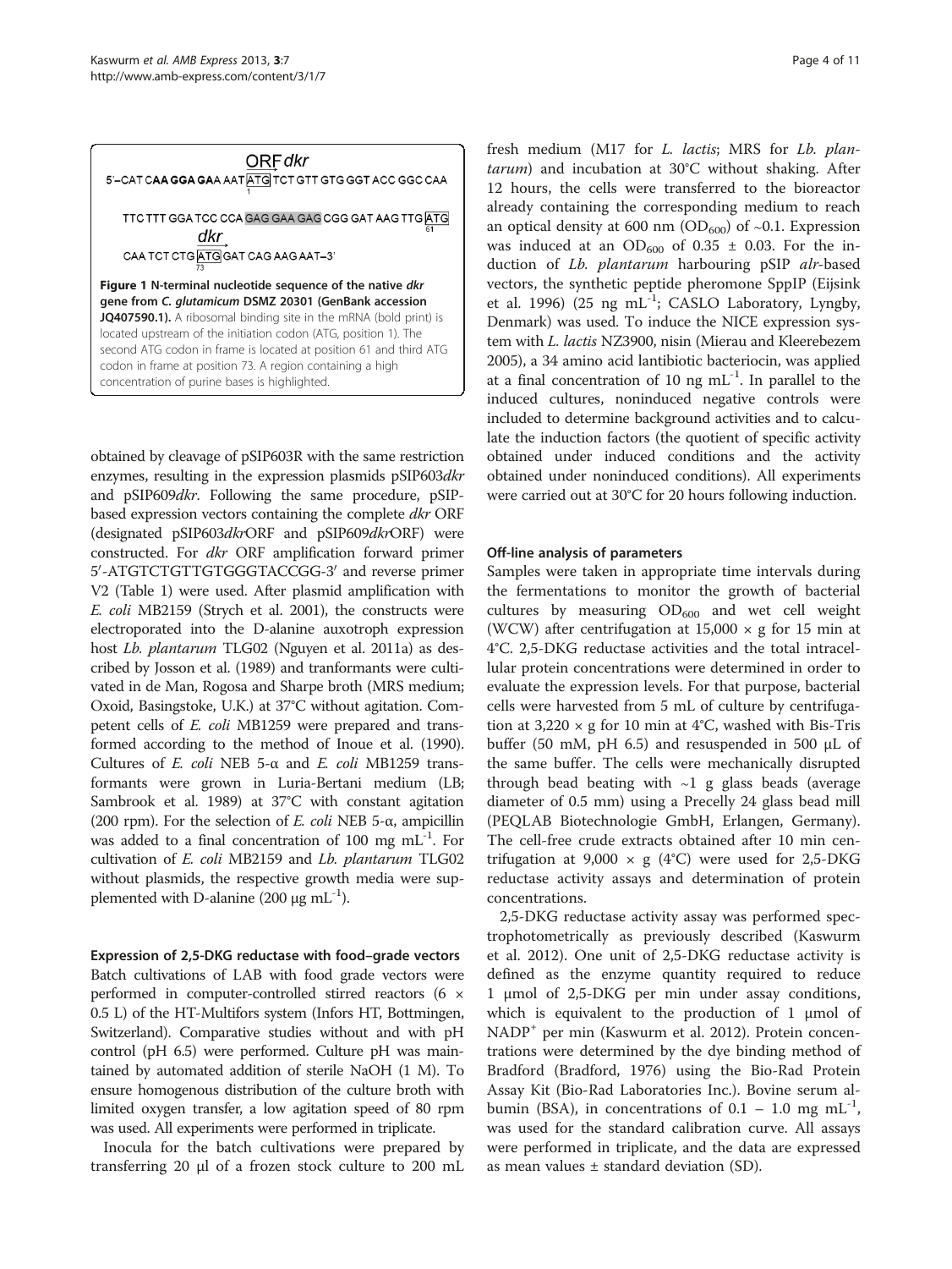ORF *dkr*

5′–CAT C**AA GGA GA**A AAT ATG TCT GTT GTG GGT ACC GGC CAA
1

TTC TTT GGA TCC CCA GAG GAA GAG CGG GAT AAG TTG ATG
61

*dkr*

CAA TCT CTG ATG GAT CAG AAG AAT–3′
73

**Figure 1 N-terminal nucleotide sequence of the native *dkr* gene from *C. glutamicum* DSMZ 20301 (GenBank accession JQ407590.1).** A ribosomal binding site in the mRNA (bold print) is located upstream of the initiation codon (ATG, position 1). The second ATG codon in frame is located at position 61 and third ATG codon in frame at position 73. A region containing a high concentration of purine bases is highlighted.

obtained by cleavage of pSIP603R with the same restriction enzymes, resulting in the expression plasmids pSIP603*dkr* and pSIP609*dkr*. Following the same procedure, pSIP-based expression vectors containing the complete *dkr* ORF (designated pSIP603*dkr*ORF and pSIP609*dkr*ORF) were constructed. For *dkr* ORF amplification forward primer 5′-ATGTCTGTTGTGGGTACCGG-3′ and reverse primer V2 (Table 1) were used. After plasmid amplification with *E. coli* MB2159 (Strych et al. 2001), the constructs were electroporated into the D-alanine auxotroph expression host *Lb. plantarum* TLG02 (Nguyen et al. 2011a) as described by Josson et al. (1989) and tranformants were cultivated in de Man, Rogosa and Sharpe broth (MRS medium; Oxoid, Basingstoke, U.K.) at 37°C without agitation. Competent cells of *E. coli* MB1259 were prepared and transformed according to the method of Inoue et al. (1990). Cultures of *E. coli* NEB 5-α and *E. coli* MB1259 transformants were grown in Luria-Bertani medium (LB; Sambrook et al. 1989) at 37°C with constant agitation (200 rpm). For the selection of *E. coli* NEB 5-α, ampicillin was added to a final concentration of 100 mg $mL^{-1}$. For cultivation of *E. coli* MB2159 and *Lb. plantarum* TLG02 without plasmids, the respective growth media were supplemented with D-alanine (200 μg $mL^{-1}$).

### Expression of 2,5-DKG reductase with food–grade vectors

Batch cultivations of LAB with food grade vectors were performed in computer-controlled stirred reactors (6 × 0.5 L) of the HT-Multifors system (Infors HT, Bottmingen, Switzerland). Comparative studies without and with pH control (pH 6.5) were performed. Culture pH was maintained by automated addition of sterile NaOH (1 M). To ensure homogenous distribution of the culture broth with limited oxygen transfer, a low agitation speed of 80 rpm was used. All experiments were performed in triplicate.

Inocula for the batch cultivations were prepared by transferring 20 μl of a frozen stock culture to 200 mL fresh medium (M17 for *L. lactis*; MRS for *Lb. plantarum*) and incubation at 30°C without shaking. After 12 hours, the cells were transferred to the bioreactor already containing the corresponding medium to reach an optical density at 600 nm ($OD_{600}$) of ~0.1. Expression was induced at an $OD_{600}$ of 0.35 ± 0.03. For the induction of *Lb. plantarum* harbouring pSIP *alr*-based vectors, the synthetic peptide pheromone SppIP (Eijsink et al. 1996) (25 ng $mL^{-1}$; CASLO Laboratory, Lyngby, Denmark) was used. To induce the NICE expression system with *L. lactis* NZ3900, nisin (Mierau and Kleerebezem 2005), a 34 amino acid lantibiotic bacteriocin, was applied at a final concentration of 10 ng $mL^{-1}$. In parallel to the induced cultures, noninduced negative controls were included to determine background activities and to calculate the induction factors (the quotient of specific activity obtained under induced conditions and the activity obtained under noninduced conditions). All experiments were carried out at 30°C for 20 hours following induction.

### Off-line analysis of parameters

Samples were taken in appropriate time intervals during the fermentations to monitor the growth of bacterial cultures by measuring $OD_{600}$ and wet cell weight (WCW) after centrifugation at 15,000 × g for 15 min at 4°C. 2,5-DKG reductase activities and the total intracellular protein concentrations were determined in order to evaluate the expression levels. For that purpose, bacterial cells were harvested from 5 mL of culture by centrifugation at 3,220 × g for 10 min at 4°C, washed with Bis-Tris buffer (50 mM, pH 6.5) and resuspended in 500 μL of the same buffer. The cells were mechanically disrupted through bead beating with ~1 g glass beads (average diameter of 0.5 mm) using a Precelly 24 glass bead mill (PEQLAB Biotechnologie GmbH, Erlangen, Germany). The cell-free crude extracts obtained after 10 min centrifugation at 9,000 × g (4°C) were used for 2,5-DKG reductase activity assays and determination of protein concentrations.

2,5-DKG reductase activity assay was performed spectrophotometrically as previously described (Kaswurm et al. 2012). One unit of 2,5-DKG reductase activity is defined as the enzyme quantity required to reduce 1 μmol of 2,5-DKG per min under assay conditions, which is equivalent to the production of 1 μmol of $NADP^+$ per min (Kaswurm et al. 2012). Protein concentrations were determined by the dye binding method of Bradford (Bradford, 1976) using the Bio-Rad Protein Assay Kit (Bio-Rad Laboratories Inc.). Bovine serum albumin (BSA), in concentrations of 0.1 – 1.0 mg $mL^{-1}$, was used for the standard calibration curve. All assays were performed in triplicate, and the data are expressed as mean values ± standard deviation (SD).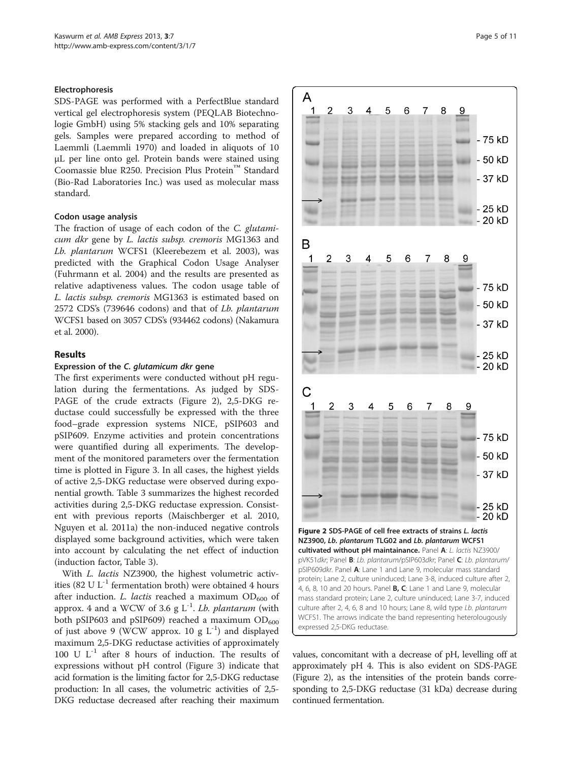### Electrophoresis

SDS-PAGE was performed with a PerfectBlue standard vertical gel electrophoresis system (PEQLAB Biotechnologie GmbH) using 5% stacking gels and 10% separating gels. Samples were prepared according to method of Laemmli (Laemmli 1970) and loaded in aliquots of 10 μL per line onto gel. Protein bands were stained using Coomassie blue R250. Precision Plus Protein™ Standard (Bio-Rad Laboratories Inc.) was used as molecular mass standard.

### Codon usage analysis

The fraction of usage of each codon of the *C. glutamicum dkr* gene by *L. lactis subsp. cremoris* MG1363 and *Lb. plantarum* WCFS1 (Kleerebezem et al. 2003), was predicted with the Graphical Codon Usage Analyser (Fuhrmann et al. 2004) and the results are presented as relative adaptiveness values. The codon usage table of *L. lactis subsp. cremoris* MG1363 is estimated based on 2572 CDS's (739646 codons) and that of *Lb. plantarum* WCFS1 based on 3057 CDS's (934462 codons) (Nakamura et al. 2000).

## Results

### Expression of the *C. glutamicum dkr* gene

The first experiments were conducted without pH regulation during the fermentations. As judged by SDS-PAGE of the crude extracts (Figure 2), 2,5-DKG reductase could successfully be expressed with the three food–grade expression systems NICE, pSIP603 and pSIP609. Enzyme activities and protein concentrations were quantified during all experiments. The development of the monitored parameters over the fermentation time is plotted in Figure 3. In all cases, the highest yields of active 2,5-DKG reductase were observed during exponential growth. Table 3 summarizes the highest recorded activities during 2,5-DKG reductase expression. Consistent with previous reports (Maischberger et al. 2010, Nguyen et al. 2011a) the non-induced negative controls displayed some background activities, which were taken into account by calculating the net effect of induction (induction factor, Table 3).

With *L. lactis* NZ3900, the highest volumetric activities (82 U $L^{-1}$ fermentation broth) were obtained 4 hours after induction. *L. lactis* reached a maximum $OD_{600}$ of approx. 4 and a WCW of 3.6 g $L^{-1}$. *Lb. plantarum* (with both pSIP603 and pSIP609) reached a maximum $OD_{600}$ of just above 9 (WCW approx. 10 g $L^{-1}$) and displayed maximum 2,5-DKG reductase activities of approximately 100 U $L^{-1}$ after 8 hours of induction. The results of expressions without pH control (Figure 3) indicate that acid formation is the limiting factor for 2,5-DKG reductase production: In all cases, the volumetric activities of 2,5-DKG reductase decreased after reaching their maximum values, concomitant with a decrease of pH, levelling off at approximately pH 4. This is also evident on SDS-PAGE (Figure 2), as the intensities of the protein bands corresponding to 2,5-DKG reductase (31 kDa) decrease during continued fermentation.

**Figure 2 SDS-PAGE of cell free extracts of strains *L. lactis* NZ3900, *Lb. plantarum* TLG02 and *Lb. plantarum* WCFS1 cultivated without pH maintainance.** Panel **A**: *L. lactis* NZ3900/pVK51*dkr*; Panel **B**: *Lb. plantarum*/pSIP603*dkr*; Panel **C**: *Lb. plantarum*/pSIP609*dkr*. Panel **A**: Lane 1 and Lane 9, molecular mass standard protein; Lane 2, culture uninduced; Lane 3-8, induced culture after 2, 4, 6, 8, 10 and 20 hours. Panel **B, C**: Lane 1 and Lane 9, molecular mass standard protein; Lane 2, culture uninduced; Lane 3-7, induced culture after 2, 4, 6, 8 and 10 hours; Lane 8, wild type *Lb. plantarum* WCFS1. The arrows indicate the band representing heterolougously expressed 2,5-DKG reductase.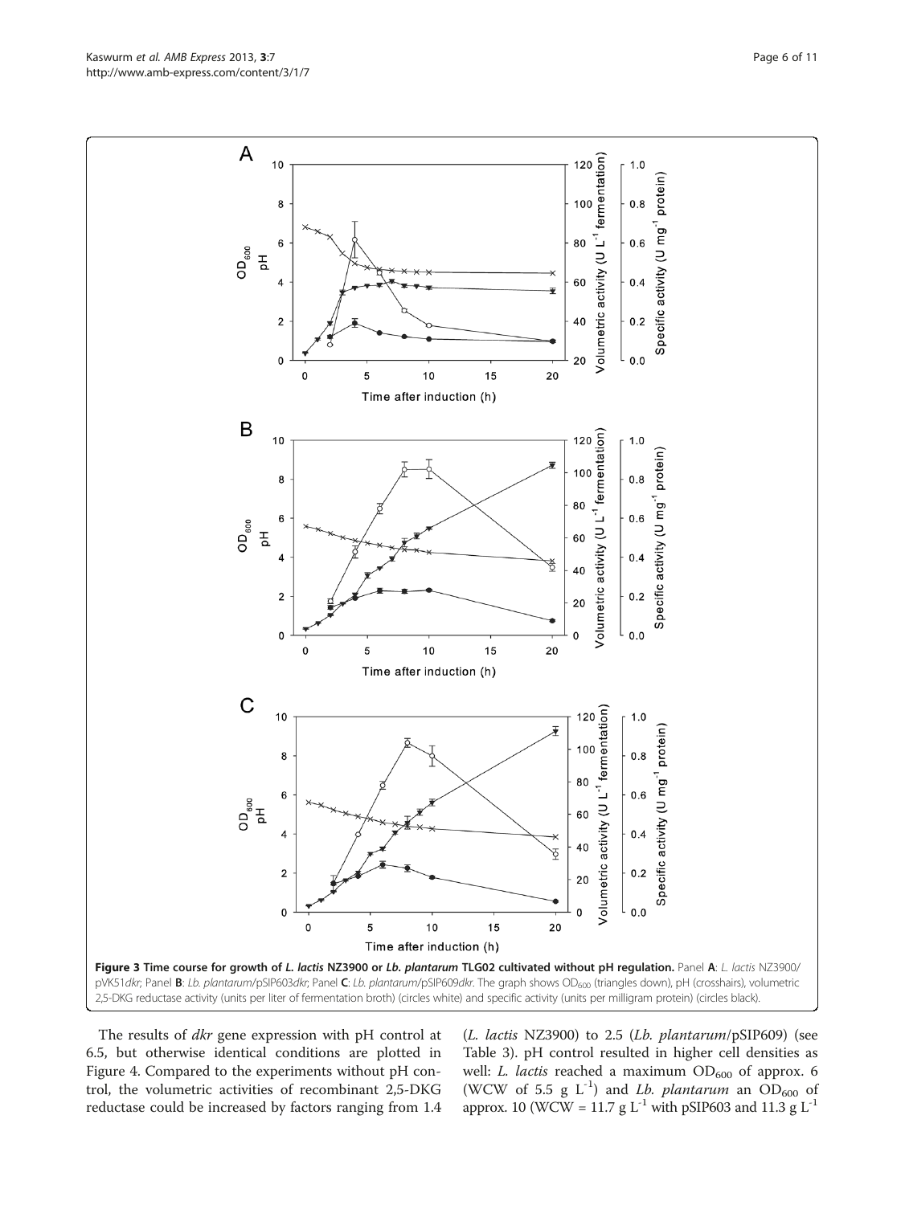**Figure 3 Time course for growth of *L. lactis* NZ3900 or *Lb. plantarum* TLG02 cultivated without pH regulation.** Panel **A**: *L. lactis* NZ3900/pVK51*dkr*; Panel **B**: *Lb. plantarum*/pSIP603*dkr*; Panel **C**: *Lb. plantarum*/pSIP609*dkr*. The graph shows $OD_{600}$ (triangles down), pH (crosshairs), volumetric 2,5-DKG reductase activity (units per liter of fermentation broth) (circles white) and specific activity (units per milligram protein) (circles black).

The results of *dkr* gene expression with pH control at 6.5, but otherwise identical conditions are plotted in Figure 4. Compared to the experiments without pH control, the volumetric activities of recombinant 2,5-DKG reductase could be increased by factors ranging from 1.4 (*L. lactis* NZ3900) to 2.5 (*Lb. plantarum*/pSIP609) (see Table 3). pH control resulted in higher cell densities as well: *L. lactis* reached a maximum $OD_{600}$ of approx. 6 (WCW of 5.5 g $L^{-1}$) and *Lb. plantarum* an $OD_{600}$ of approx. 10 (WCW = 11.7 g $L^{-1}$ with pSIP603 and 11.3 g $L^{-1}$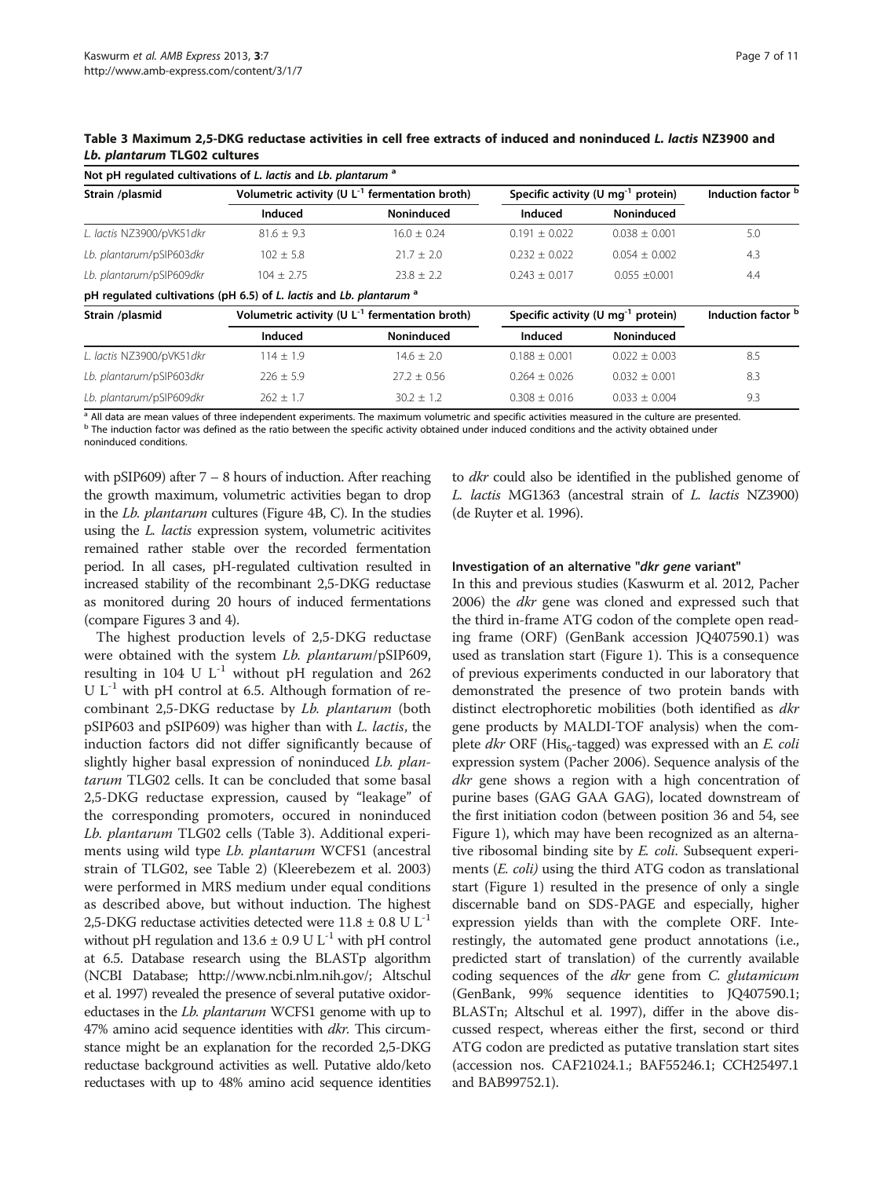**Table 3 Maximum 2,5-DKG reductase activities in cell free extracts of induced and noninduced *L. lactis* NZ3900 and *Lb. plantarum* TLG02 cultures**

| Strain /plasmid | Volumetric activity (U $L^{-1}$ fermentation broth) | | Specific activity (U $mg^{-1}$ protein) | | Induction factor [b] |
|---|---|---|---|---|---|
| | Induced | Noninduced | Induced | Noninduced | |
| **Not pH regulated cultivations of *L. lactis* and *Lb. plantarum* [a]** | | | | | |
| *L. lactis* NZ3900/pVK51*dkr* | 81.6 ± 9.3 | 16.0 ± 0.24 | 0.191 ± 0.022 | 0.038 ± 0.001 | 5.0 |
| *Lb. plantarum*/pSIP603*dkr* | 102 ± 5.8 | 21.7 ± 2.0 | 0.232 ± 0.022 | 0.054 ± 0.002 | 4.3 |
| *Lb. plantarum*/pSIP609*dkr* | 104 ± 2.75 | 23.8 ± 2.2 | 0.243 ± 0.017 | 0.055 ±0.001 | 4.4 |
| **pH regulated cultivations (pH 6.5) of *L. lactis* and *Lb. plantarum* [a]** | | | | | |
| *L. lactis* NZ3900/pVK51*dkr* | 114 ± 1.9 | 14.6 ± 2.0 | 0.188 ± 0.001 | 0.022 ± 0.003 | 8.5 |
| *Lb. plantarum*/pSIP603*dkr* | 226 ± 5.9 | 27.2 ± 0.56 | 0.264 ± 0.026 | 0.032 ± 0.001 | 8.3 |
| *Lb. plantarum*/pSIP609*dkr* | 262 ± 1.7 | 30.2 ± 1.2 | 0.308 ± 0.016 | 0.033 ± 0.004 | 9.3 |

[a] All data are mean values of three independent experiments. The maximum volumetric and specific activities measured in the culture are presented.
[b] The induction factor was defined as the ratio between the specific activity obtained under induced conditions and the activity obtained under noninduced conditions.

with pSIP609) after 7 – 8 hours of induction. After reaching the growth maximum, volumetric activities began to drop in the *Lb. plantarum* cultures (Figure 4B, C). In the studies using the *L. lactis* expression system, volumetric acitivites remained rather stable over the recorded fermentation period. In all cases, pH-regulated cultivation resulted in increased stability of the recombinant 2,5-DKG reductase as monitored during 20 hours of induced fermentations (compare Figures 3 and 4).

The highest production levels of 2,5-DKG reductase were obtained with the system *Lb. plantarum*/pSIP609, resulting in 104 U $L^{-1}$ without pH regulation and 262 U $L^{-1}$ with pH control at 6.5. Although formation of recombinant 2,5-DKG reductase by *Lb. plantarum* (both pSIP603 and pSIP609) was higher than with *L. lactis*, the induction factors did not differ significantly because of slightly higher basal expression of noninduced *Lb. plantarum* TLG02 cells. It can be concluded that some basal 2,5-DKG reductase expression, caused by "leakage" of the corresponding promoters, occured in noninduced *Lb. plantarum* TLG02 cells (Table 3). Additional experiments using wild type *Lb. plantarum* WCFS1 (ancestral strain of TLG02, see Table 2) (Kleerebezem et al. 2003) were performed in MRS medium under equal conditions as described above, but without induction. The highest 2,5-DKG reductase activities detected were 11.8 ± 0.8 U $L^{-1}$ without pH regulation and 13.6 ± 0.9 U $L^{-1}$ with pH control at 6.5. Database research using the BLASTp algorithm (NCBI Database; http://www.ncbi.nlm.nih.gov/; Altschul et al. 1997) revealed the presence of several putative oxidoreductases in the *Lb. plantarum* WCFS1 genome with up to 47% amino acid sequence identities with *dkr*. This circumstance might be an explanation for the recorded 2,5-DKG reductase background activities as well. Putative aldo/keto reductases with up to 48% amino acid sequence identities to *dkr* could also be identified in the published genome of *L. lactis* MG1363 (ancestral strain of *L. lactis* NZ3900) (de Ruyter et al. 1996).

### Investigation of an alternative "*dkr gene* variant"

In this and previous studies (Kaswurm et al. 2012, Pacher 2006) the *dkr* gene was cloned and expressed such that the third in-frame ATG codon of the complete open reading frame (ORF) (GenBank accession JQ407590.1) was used as translation start (Figure 1). This is a consequence of previous experiments conducted in our laboratory that demonstrated the presence of two protein bands with distinct electrophoretic mobilities (both identified as *dkr* gene products by MALDI-TOF analysis) when the complete *dkr* ORF ($His_6$-tagged) was expressed with an *E. coli* expression system (Pacher 2006). Sequence analysis of the *dkr* gene shows a region with a high concentration of purine bases (GAG GAA GAG), located downstream of the first initiation codon (between position 36 and 54, see Figure 1), which may have been recognized as an alternative ribosomal binding site by *E. coli*. Subsequent experiments (*E. coli)* using the third ATG codon as translational start (Figure 1) resulted in the presence of only a single discernable band on SDS-PAGE and especially, higher expression yields than with the complete ORF. Interestingly, the automated gene product annotations (i.e., predicted start of translation) of the currently available coding sequences of the *dkr* gene from *C. glutamicum* (GenBank, 99% sequence identities to JQ407590.1; BLASTn; Altschul et al. 1997), differ in the above discussed respect, whereas either the first, second or third ATG codon are predicted as putative translation start sites (accession nos. CAF21024.1.; BAF55246.1; CCH25497.1 and BAB99752.1).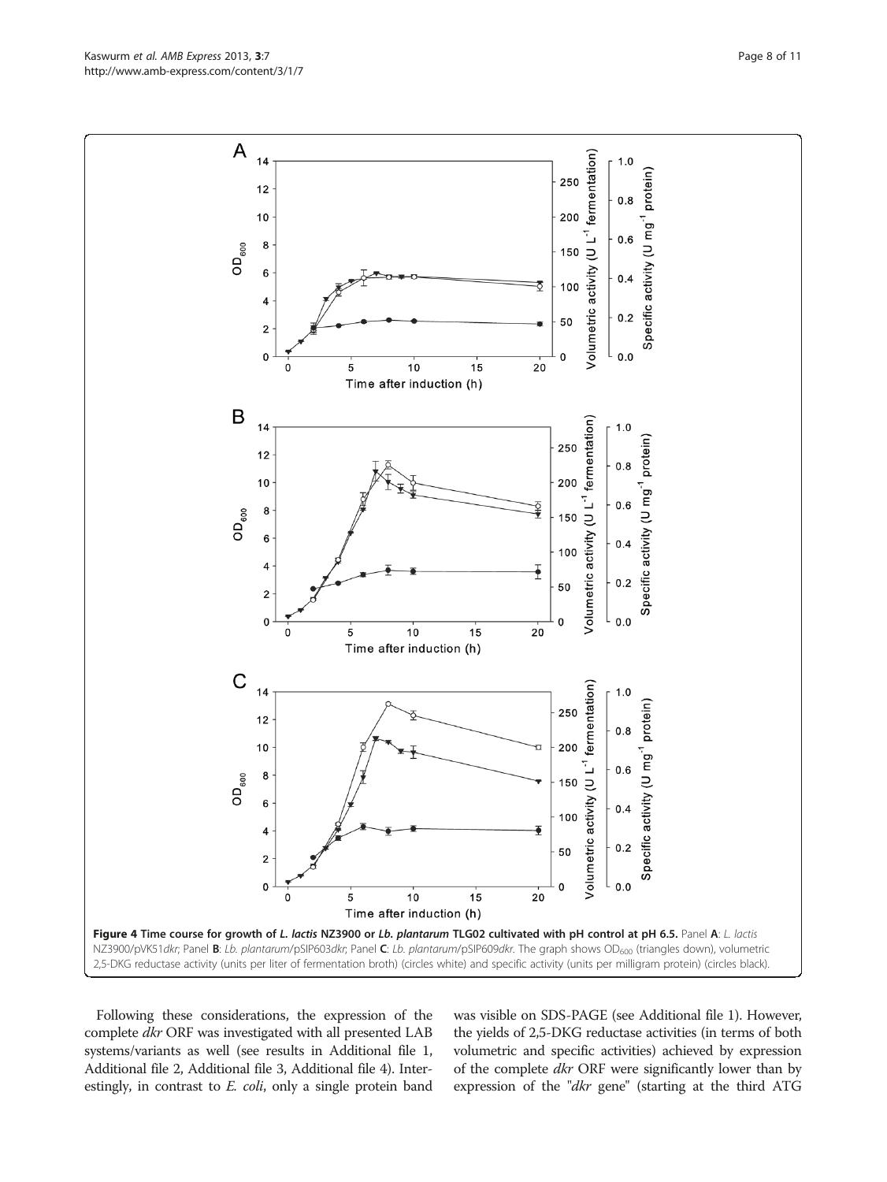**Figure 4 Time course for growth of *L. lactis* NZ3900 or *Lb. plantarum* TLG02 cultivated with pH control at pH 6.5.** Panel **A**: *L. lactis* NZ3900/pVK51*dkr*; Panel **B**: *Lb. plantarum*/pSIP603*dkr*; Panel **C**: *Lb. plantarum*/pSIP609*dkr*. The graph shows $OD_{600}$ (triangles down), volumetric 2,5-DKG reductase activity (units per liter of fermentation broth) (circles white) and specific activity (units per milligram protein) (circles black).

Following these considerations, the expression of the complete *dkr* ORF was investigated with all presented LAB systems/variants as well (see results in Additional file 1, Additional file 2, Additional file 3, Additional file 4). Interestingly, in contrast to *E. coli*, only a single protein band was visible on SDS-PAGE (see Additional file 1). However, the yields of 2,5-DKG reductase activities (in terms of both volumetric and specific activities) achieved by expression of the complete *dkr* ORF were significantly lower than by expression of the "*dkr* gene" (starting at the third ATG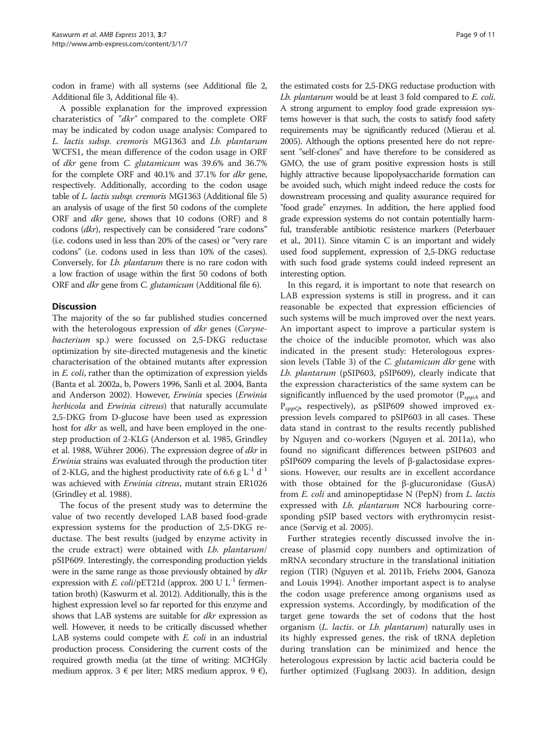codon in frame) with all systems (see Additional file 2, Additional file 3, Additional file 4).

A possible explanation for the improved expression charateristics of "*dkr*" compared to the complete ORF may be indicated by codon usage analysis: Compared to *L. lactis subsp. cremoris* MG1363 and *Lb. plantarum* WCFS1, the mean difference of the codon usage in ORF of *dkr* gene from *C. glutamicum* was 39.6% and 36.7% for the complete ORF and 40.1% and 37.1% for *dkr* gene, respectively. Additionally, according to the codon usage table of *L. lactis subsp. cremoris* MG1363 (Additional file 5) an analysis of usage of the first 50 codons of the complete ORF and *dkr* gene, shows that 10 codons (ORF) and 8 codons (*dkr*), respectively can be considered "rare codons" (i.e. codons used in less than 20% of the cases) or "very rare codons" (i.e. codons used in less than 10% of the cases). Conversely, for *Lb. plantarum* there is no rare codon with a low fraction of usage within the first 50 codons of both ORF and *dkr* gene from *C. glutamicum* (Additional file 6).

## Discussion

The majority of the so far published studies concerned with the heterologous expression of *dkr* genes (*Corynebacterium* sp.) were focussed on 2,5-DKG reductase optimization by site-directed mutagenesis and the kinetic characterisation of the obtained mutants after expression in *E. coli*, rather than the optimization of expression yields (Banta et al. 2002a, b, Powers 1996, Sanli et al. 2004, Banta and Anderson 2002). However, *Erwinia* species (*Erwinia herbicola* and *Erwinia citreus*) that naturally accumulate 2,5-DKG from D-glucose have been used as expression host for *dkr* as well, and have been employed in the one-step production of 2-KLG (Anderson et al. 1985, Grindley et al. 1988, Wührer 2006). The expression degree of *dkr* in *Erwinia* strains was evaluated through the production titer of 2-KLG, and the highest productivity rate of 6.6 g $L^{-1}$ $d^{-1}$ was achieved with *Erwinia citreus*, mutant strain ER1026 (Grindley et al. 1988).

The focus of the present study was to determine the value of two recently developed LAB based food-grade expression systems for the production of 2,5-DKG reductase. The best results (judged by enzyme activity in the crude extract) were obtained with *Lb. plantarum*/pSIP609. Interestingly, the corresponding production yields were in the same range as those previously obtained by *dkr* expression with *E. coli*/pET21d (approx. 200 U $L^{-1}$ fermentation broth) (Kaswurm et al. 2012). Additionally, this is the highest expression level so far reported for this enzyme and shows that LAB systems are suitable for *dkr* expression as well. However, it needs to be critically discussed whether LAB systems could compete with *E. coli* in an industrial production process. Considering the current costs of the required growth media (at the time of writing: MCHGly medium approx. 3 € per liter; MRS medium approx. 9 €), the estimated costs for 2,5-DKG reductase production with *Lb. plantarum* would be at least 3 fold compared to *E. coli*. A strong argument to employ food grade expression systems however is that such, the costs to satisfy food safety requirements may be significantly reduced (Mierau et al. 2005). Although the options presented here do not represent "self-clones" and have therefore to be considered as GMO, the use of gram positive expression hosts is still highly attractive because lipopolysaccharide formation can be avoided such, which might indeed reduce the costs for downstream processing and quality assurance required for "food grade" enzymes. In addition, the here applied food grade expression systems do not contain potentially harmful, transferable antibiotic resistence markers (Peterbauer et al., 2011). Since vitamin C is an important and widely used food supplement, expression of 2,5-DKG reductase with such food grade systems could indeed represent an interesting option.

In this regard, it is important to note that research on LAB expression systems is still in progress, and it can reasonable be expected that expression efficiencies of such systems will be much improved over the next years. An important aspect to improve a particular system is the choice of the inducible promotor, which was also indicated in the present study: Heterologous expression levels (Table 3) of the *C. glutamicum dkr* gene with *Lb. plantarum* (pSIP603, pSIP609), clearly indicate that the expression characteristics of the same system can be significantly influenced by the used promotor ($P_{sppA}$ and $P_{sppQ}$, respectively), as pSIP609 showed improved expression levels compared to pSIP603 in all cases. These data stand in contrast to the results recently published by Nguyen and co-workers (Nguyen et al. 2011a), who found no significant differences between pSIP603 and pSIP609 comparing the levels of β-galactosidase expressions. However, our results are in excellent accordance with those obtained for the β-glucuronidase (GusA) from *E. coli* and aminopeptidase N (PepN) from *L. lactis* expressed with *Lb. plantarum* NC8 harbouring corresponding pSIP based vectors with erythromycin resistance (Sørvig et al. 2005).

Further strategies recently discussed involve the increase of plasmid copy numbers and optimization of mRNA secondary structure in the translational initiation region (TIR) (Nguyen et al. 2011b, Friehs 2004, Ganoza and Louis 1994). Another important aspect is to analyse the codon usage preference among organisms used as expression systems. Accordingly, by modification of the target gene towards the set of codons that the host organism (*L. lactis*. or *Lb. plantarum*) naturally uses in its highly expressed genes, the risk of tRNA depletion during translation can be minimized and hence the heterologous expression by lactic acid bacteria could be further optimized (Fuglsang 2003). In addition, design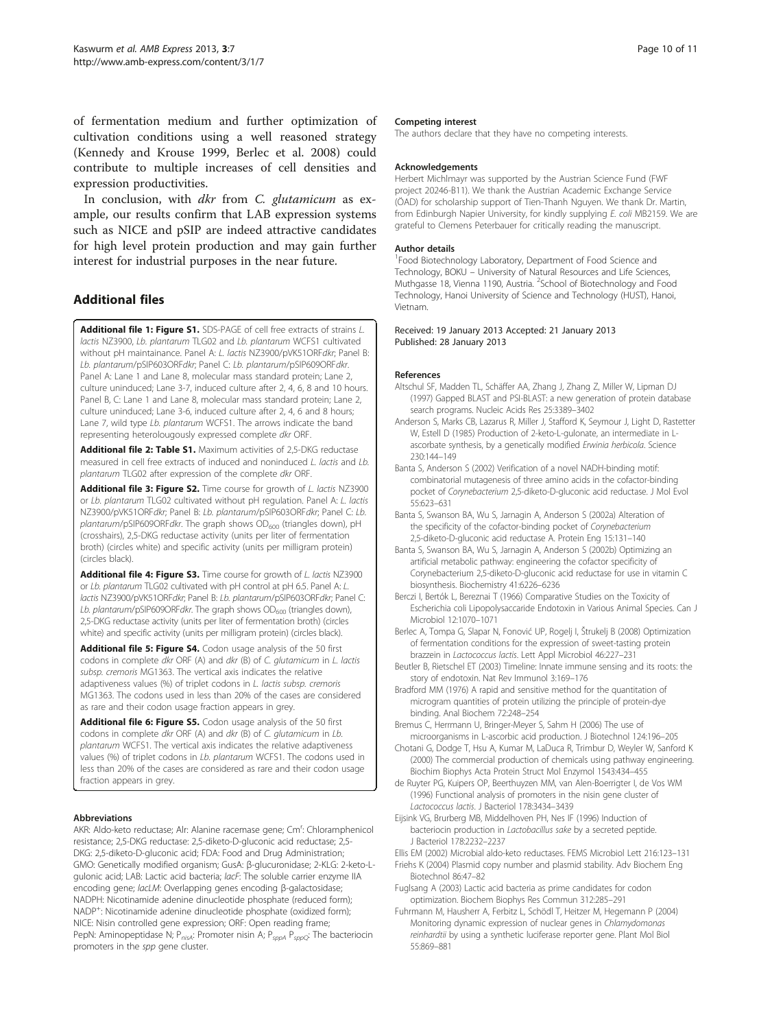of fermentation medium and further optimization of cultivation conditions using a well reasoned strategy (Kennedy and Krouse 1999, Berlec et al. 2008) could contribute to multiple increases of cell densities and expression productivities.

In conclusion, with *dkr* from *C. glutamicum* as example, our results confirm that LAB expression systems such as NICE and pSIP are indeed attractive candidates for high level protein production and may gain further interest for industrial purposes in the near future.

## Additional files

**Additional file 1: Figure S1.** SDS-PAGE of cell free extracts of strains *L. lactis* NZ3900, *Lb. plantarum* TLG02 and *Lb. plantarum* WCFS1 cultivated without pH maintainance. Panel A: *L. lactis* NZ3900/pVK51ORF*dkr*; Panel B: *Lb. plantarum*/pSIP603ORF*dkr*; Panel C: *Lb. plantarum*/pSIP609ORF*dkr*. Panel A: Lane 1 and Lane 8, molecular mass standard protein; Lane 2, culture uninduced; Lane 3-7, induced culture after 2, 4, 6, 8 and 10 hours. Panel B, C: Lane 1 and Lane 8, molecular mass standard protein; Lane 2, culture uninduced; Lane 3-6, induced culture after 2, 4, 6 and 8 hours; Lane 7, wild type *Lb. plantarum* WCFS1. The arrows indicate the band representing heterolougously expressed complete *dkr* ORF.

**Additional file 2: Table S1.** Maximum activities of 2,5-DKG reductase measured in cell free extracts of induced and noninduced *L. lactis* and *Lb. plantarum* TLG02 after expression of the complete *dkr* ORF.

**Additional file 3: Figure S2.** Time course for growth of *L. lactis* NZ3900 or *Lb. plantarum* TLG02 cultivated without pH regulation. Panel A: *L. lactis* NZ3900/pVK51ORF*dkr*; Panel B: *Lb. plantarum*/pSIP603ORF*dkr*; Panel C: *Lb. plantarum*/pSIP609ORF*dkr*. The graph shows $OD_{600}$ (triangles down), pH (crosshairs), 2,5-DKG reductase activity (units per liter of fermentation broth) (circles white) and specific activity (units per milligram protein) (circles black).

**Additional file 4: Figure S3.** Time course for growth of *L. lactis* NZ3900 or *Lb. plantarum* TLG02 cultivated with pH control at pH 6.5. Panel A: *L. lactis* NZ3900/pVK51ORF*dkr*; Panel B: *Lb. plantarum*/pSIP603ORF*dkr*; Panel C: *Lb. plantarum*/pSIP609ORF*dkr*. The graph shows $OD_{600}$ (triangles down), 2,5-DKG reductase activity (units per liter of fermentation broth) (circles white) and specific activity (units per milligram protein) (circles black).

**Additional file 5: Figure S4.** Codon usage analysis of the 50 first codons in complete *dkr* ORF (A) and *dkr* (B) of *C. glutamicum* in *L. lactis subsp. cremoris* MG1363. The vertical axis indicates the relative adaptiveness values (%) of triplet codons in *L. lactis subsp. cremoris* MG1363. The codons used in less than 20% of the cases are considered as rare and their codon usage fraction appears in grey.

**Additional file 6: Figure S5.** Codon usage analysis of the 50 first codons in complete *dkr* ORF (A) and *dkr* (B) of *C. glutamicum* in *Lb. plantarum* WCFS1. The vertical axis indicates the relative adaptiveness values (%) of triplet codons in *Lb. plantarum* WCFS1. The codons used in less than 20% of the cases are considered as rare and their codon usage fraction appears in grey.

#### Abbreviations

AKR: Aldo-keto reductase; Alr: Alanine racemase gene; $Cm^r$: Chloramphenicol resistance; 2,5-DKG reductase: 2,5-diketo-D-gluconic acid reductase; 2,5-DKG: 2,5-diketo-D-gluconic acid; FDA: Food and Drug Administration; GMO: Genetically modified organism; GusA: β-glucuronidase; 2-KLG: 2-keto-L-gulonic acid; LAB: Lactic acid bacteria; *lacF*: The soluble carrier enzyme IIA encoding gene; *lacLM*: Overlapping genes encoding β-galactosidase; NADPH: Nicotinamide adenine dinucleotide phosphate (reduced form); $NADP^+$: Nicotinamide adenine dinucleotide phosphate (oxidized form); NICE: Nisin controlled gene expression; ORF: Open reading frame; PepN: Aminopeptidase N; $P_{nisA}$: Promoter nisin A; $P_{sppA}$ $P_{sppQ}$: The bacteriocin promoters in the *spp* gene cluster.

#### Competing interest

The authors declare that they have no competing interests.

#### Acknowledgements

Herbert Michlmayr was supported by the Austrian Science Fund (FWF project 20246-B11). We thank the Austrian Academic Exchange Service (ÖAD) for scholarship support of Tien-Thanh Nguyen. We thank Dr. Martin, from Edinburgh Napier University, for kindly supplying *E. coli* MB2159. We are grateful to Clemens Peterbauer for critically reading the manuscript.

#### Author details

[1]Food Biotechnology Laboratory, Department of Food Science and Technology, BOKU – University of Natural Resources and Life Sciences, Muthgasse 18, Vienna 1190, Austria. [2]School of Biotechnology and Food Technology, Hanoi University of Science and Technology (HUST), Hanoi, Vietnam.

Received: 19 January 2013 Accepted: 21 January 2013
Published: 28 January 2013

#### References

Altschul SF, Madden TL, Schäffer AA, Zhang J, Zhang Z, Miller W, Lipman DJ (1997) Gapped BLAST and PSI-BLAST: a new generation of protein database search programs. Nucleic Acids Res 25:3389–3402

Anderson S, Marks CB, Lazarus R, Miller J, Stafford K, Seymour J, Light D, Rastetter W, Estell D (1985) Production of 2-keto-L-gulonate, an intermediate in L-ascorbate synthesis, by a genetically modified *Erwinia herbicola*. Science 230:144–149

Banta S, Anderson S (2002) Verification of a novel NADH-binding motif: combinatorial mutagenesis of three amino acids in the cofactor-binding pocket of *Corynebacterium* 2,5-diketo-D-gluconic acid reductase. J Mol Evol 55:623–631

Banta S, Swanson BA, Wu S, Jarnagin A, Anderson S (2002a) Alteration of the specificity of the cofactor-binding pocket of *Corynebacterium* 2,5-diketo-D-gluconic acid reductase A. Protein Eng 15:131–140

Banta S, Swanson BA, Wu S, Jarnagin A, Anderson S (2002b) Optimizing an artificial metabolic pathway: engineering the cofactor specificity of Corynebacterium 2,5-diketo-D-gluconic acid reductase for use in vitamin C biosynthesis. Biochemistry 41:6226–6236

Berczi I, Bertók L, Bereznai T (1966) Comparative Studies on the Toxicity of Escherichia coli Lipopolysaccaride Endotoxin in Various Animal Species. Can J Microbiol 12:1070–1071

Berlec A, Tompa G, Slapar N, Fonović UP, Rogelj I, Štrukelj B (2008) Optimization of fermentation conditions for the expression of sweet-tasting protein brazzein in *Lactococcus lactis*. Lett Appl Microbiol 46:227–231

Beutler B, Rietschel ET (2003) Timeline: Innate immune sensing and its roots: the story of endotoxin. Nat Rev Immunol 3:169–176

Bradford MM (1976) A rapid and sensitive method for the quantitation of microgram quantities of protein utilizing the principle of protein-dye binding. Anal Biochem 72:248–254

Bremus C, Herrmann U, Bringer-Meyer S, Sahm H (2006) The use of microorganisms in L-ascorbic acid production. J Biotechnol 124:196–205

Chotani G, Dodge T, Hsu A, Kumar M, LaDuca R, Trimbur D, Weyler W, Sanford K (2000) The commercial production of chemicals using pathway engineering. Biochim Biophys Acta Protein Struct Mol Enzymol 1543:434–455

de Ruyter PG, Kuipers OP, Beerthuyzen MM, van Alen-Boerrigter I, de Vos WM (1996) Functional analysis of promoters in the nisin gene cluster of *Lactococcus lactis*. J Bacteriol 178:3434–3439

Eijsink VG, Brurberg MB, Middelhoven PH, Nes IF (1996) Induction of bacteriocin production in *Lactobacillus sake* by a secreted peptide. J Bacteriol 178:2232–2237

Ellis EM (2002) Microbial aldo-keto reductases. FEMS Microbiol Lett 216:123–131

Friehs K (2004) Plasmid copy number and plasmid stability. Adv Biochem Eng Biotechnol 86:47–82

Fuglsang A (2003) Lactic acid bacteria as prime candidates for codon optimization. Biochem Biophys Res Commun 312:285–291

Fuhrmann M, Hausherr A, Ferbitz L, Schödl T, Heitzer M, Hegemann P (2004) Monitoring dynamic expression of nuclear genes in *Chlamydomonas reinhardtii* by using a synthetic luciferase reporter gene. Plant Mol Biol 55:869–881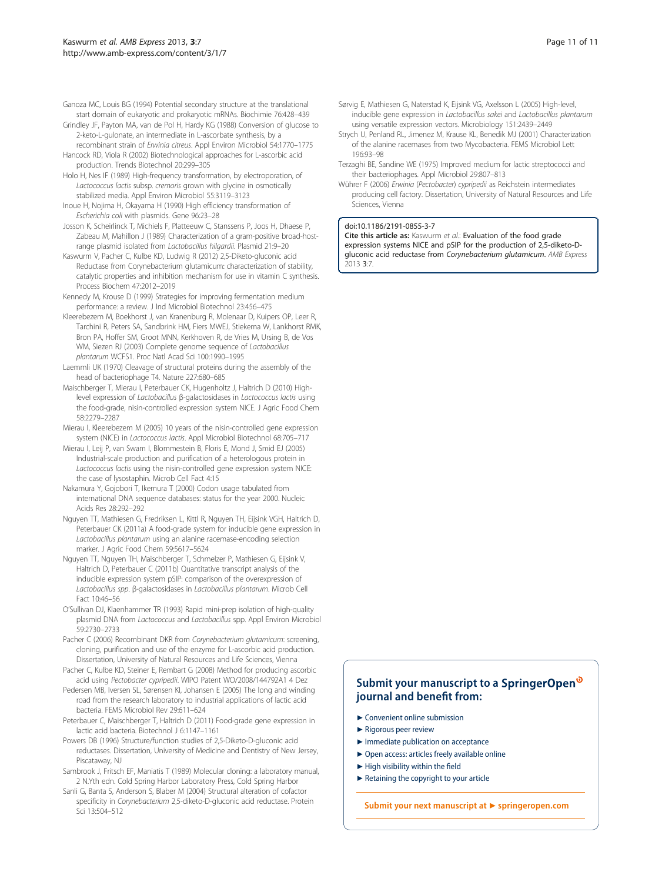Ganoza MC, Louis BG (1994) Potential secondary structure at the translational start domain of eukaryotic and prokaryotic mRNAs. Biochimie 76:428–439

Grindley JF, Payton MA, van de Pol H, Hardy KG (1988) Conversion of glucose to 2-keto-L-gulonate, an intermediate in L-ascorbate synthesis, by a recombinant strain of *Erwinia citreus*. Appl Environ Microbiol 54:1770–1775

Hancock RD, Viola R (2002) Biotechnological approaches for L-ascorbic acid production. Trends Biotechnol 20:299–305

Holo H, Nes IF (1989) High-frequency transformation, by electroporation, of *Lactococcus lactis* subsp. *cremoris* grown with glycine in osmotically stabilized media. Appl Environ Microbiol 55:3119–3123

Inoue H, Nojima H, Okayama H (1990) High efficiency transformation of *Escherichia coli* with plasmids. Gene 96:23–28

Josson K, Scheirlinck T, Michiels F, Platteeuw C, Stanssens P, Joos H, Dhaese P, Zabeau M, Mahillon J (1989) Characterization of a gram-positive broad-host-range plasmid isolated from *Lactobacillus hilgardii*. Plasmid 21:9–20

Kaswurm V, Pacher C, Kulbe KD, Ludwig R (2012) 2,5-Diketo-gluconic acid Reductase from Corynebacterium glutamicum: characterization of stability, catalytic properties and inhibition mechanism for use in vitamin C synthesis. Process Biochem 47:2012–2019

Kennedy M, Krouse D (1999) Strategies for improving fermentation medium performance: a review. J Ind Microbiol Biotechnol 23:456–475

Kleerebezem M, Boekhorst J, van Kranenburg R, Molenaar D, Kuipers OP, Leer R, Tarchini R, Peters SA, Sandbrink HM, Fiers MWEJ, Stiekema W, Lankhorst RMK, Bron PA, Hoffer SM, Groot MNN, Kerkhoven R, de Vries M, Ursing B, de Vos WM, Siezen RJ (2003) Complete genome sequence of *Lactobacillus plantarum* WCFS1. Proc Natl Acad Sci 100:1990–1995

Laemmli UK (1970) Cleavage of structural proteins during the assembly of the head of bacteriophage T4. Nature 227:680–685

Maischberger T, Mierau I, Peterbauer CK, Hugenholtz J, Haltrich D (2010) High-level expression of *Lactobacillus* β-galactosidases in *Lactococcus lactis* using the food-grade, nisin-controlled expression system NICE. J Agric Food Chem 58:2279–2287

Mierau I, Kleerebezem M (2005) 10 years of the nisin-controlled gene expression system (NICE) in *Lactococcus lactis*. Appl Microbiol Biotechnol 68:705–717

Mierau I, Leij P, van Swam I, Blommestein B, Floris E, Mond J, Smid EJ (2005) Industrial-scale production and purification of a heterologous protein in *Lactococcus lactis* using the nisin-controlled gene expression system NICE: the case of lysostaphin. Microb Cell Fact 4:15

Nakamura Y, Gojobori T, Ikemura T (2000) Codon usage tabulated from international DNA sequence databases: status for the year 2000. Nucleic Acids Res 28:292–292

Nguyen TT, Mathiesen G, Fredriksen L, Kittl R, Nguyen TH, Eijsink VGH, Haltrich D, Peterbauer CK (2011a) A food-grade system for inducible gene expression in *Lactobacillus plantarum* using an alanine racemase-encoding selection marker. J Agric Food Chem 59:5617–5624

Nguyen TT, Nguyen TH, Maischberger T, Schmelzer P, Mathiesen G, Eijsink V, Haltrich D, Peterbauer C (2011b) Quantitative transcript analysis of the inducible expression system pSIP: comparison of the overexpression of *Lactobacillus spp*. β-galactosidases in *Lactobacillus plantarum*. Microb Cell Fact 10:46–56

O'Sullivan DJ, Klaenhammer TR (1993) Rapid mini-prep isolation of high-quality plasmid DNA from *Lactococcus* and *Lactobacillus* spp. Appl Environ Microbiol 59:2730–2733

Pacher C (2006) Recombinant DKR from *Corynebacterium glutamicum*: screening, cloning, purification and use of the enzyme for L-ascorbic acid production. Dissertation, University of Natural Resources and Life Sciences, Vienna

Pacher C, Kulbe KD, Steiner E, Rembart G (2008) Method for producing ascorbic acid using *Pectobacter cypripedii*. WIPO Patent WO/2008/144792A1 4 Dez

Pedersen MB, Iversen SL, Sørensen KI, Johansen E (2005) The long and winding road from the research laboratory to industrial applications of lactic acid bacteria. FEMS Microbiol Rev 29:611–624

Peterbauer C, Maischberger T, Haltrich D (2011) Food-grade gene expression in lactic acid bacteria. Biotechnol J 6:1147–1161

Powers DB (1996) Structure/function studies of 2,5-Diketo-D-gluconic acid reductases. Dissertation, University of Medicine and Dentistry of New Jersey, Piscataway, NJ

Sambrook J, Fritsch EF, Maniatis T (1989) Molecular cloning: a laboratory manual, 2 N.Yth edn. Cold Spring Harbor Laboratory Press, Cold Spring Harbor

Sanli G, Banta S, Anderson S, Blaber M (2004) Structural alteration of cofactor specificity in *Corynebacterium* 2,5-diketo-D-gluconic acid reductase. Protein Sci 13:504–512

Sørvig E, Mathiesen G, Naterstad K, Eijsink VG, Axelsson L (2005) High-level, inducible gene expression in *Lactobacillus sakei* and *Lactobacillus plantarum* using versatile expression vectors. Microbiology 151:2439–2449

Strych U, Penland RL, Jimenez M, Krause KL, Benedik MJ (2001) Characterization of the alanine racemases from two Mycobacteria. FEMS Microbiol Lett 196:93–98

Terzaghi BE, Sandine WE (1975) Improved medium for lactic streptococci and their bacteriophages. Appl Microbiol 29:807–813

Wührer F (2006) *Erwinia* (*Pectobacter*) *cypripedii* as Reichstein intermediates producing cell factory. Dissertation, University of Natural Resources and Life Sciences, Vienna

doi:10.1186/2191-0855-3-7

**Cite this article as:** Kaswurm *et al.*: Evaluation of the food grade expression systems NICE and pSIP for the production of 2,5-diketo-D-gluconic acid reductase from *Corynebacterium glutamicum*. *AMB Express* 2013 **3**:7.

**Submit your manuscript to a SpringerOpen journal and benefit from:**

- ► Convenient online submission
- ► Rigorous peer review
- ► Immediate publication on acceptance
- ► Open access: articles freely available online
- ► High visibility within the field
- ► Retaining the copyright to your article

**Submit your next manuscript at ► springeropen.com**